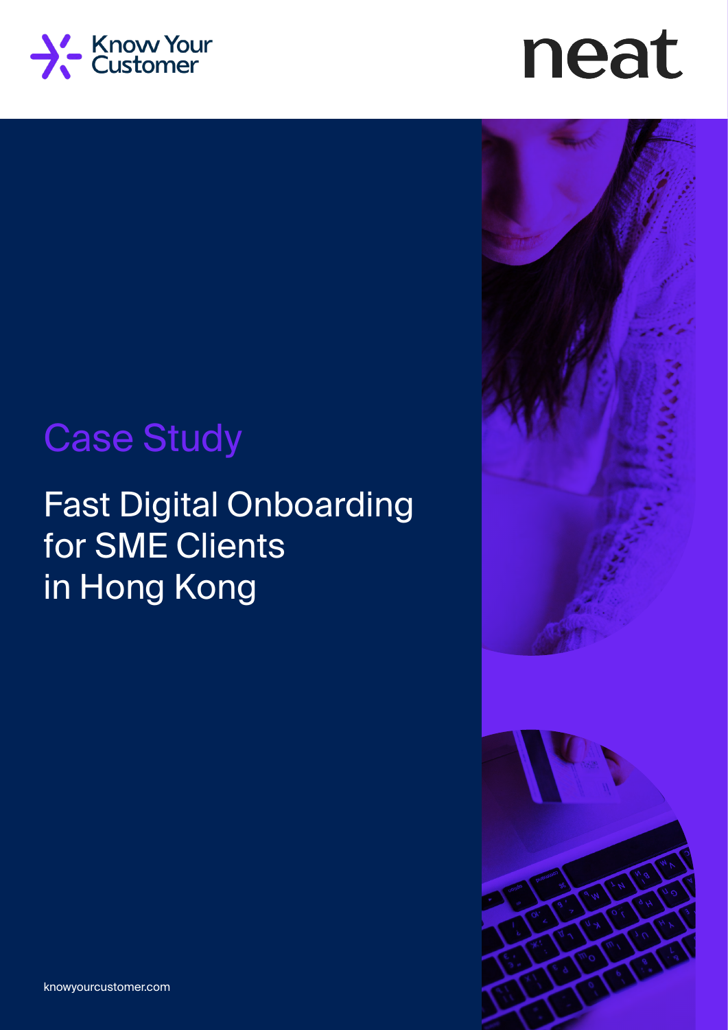Know Your Customer

neat

Case Study

# Fast Digital Onboarding for SME Clients in Hong Kong

knowyourcustomer.com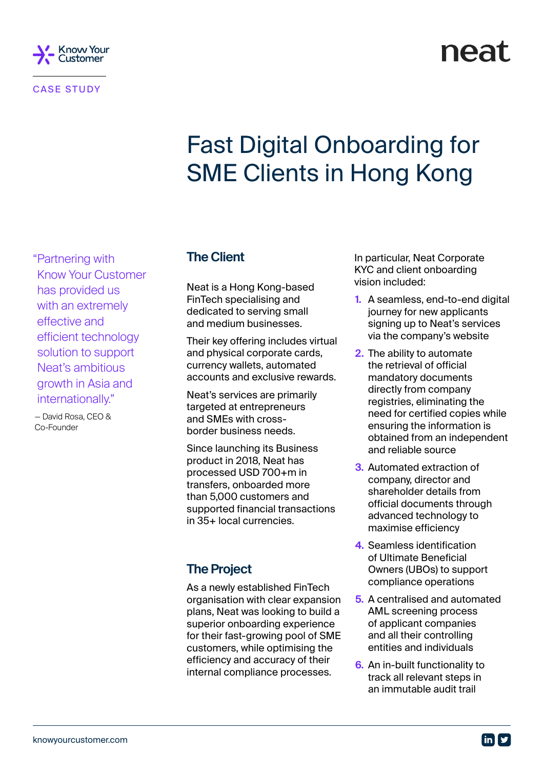CASE STUDY

# Fast Digital Onboarding for SME Clients in Hong Kong

"Partnering with Know Your Customer has provided us with an extremely effective and efficient technology solution to support Neat's ambitious growth in Asia and internationally."

— David Rosa, CEO & Co-Founder

## The Client

Neat is a Hong Kong-based FinTech specialising and dedicated to serving small and medium businesses.

Their key offering includes virtual and physical corporate cards, currency wallets, automated accounts and exclusive rewards.

Neat's services are primarily targeted at entrepreneurs and SMEs with cross-border business needs.

Since launching its Business product in 2018, Neat has processed USD 700+m in transfers, onboarded more than 5,000 customers and supported financial transactions in 35+ local currencies.

## The Project

As a newly established FinTech organisation with clear expansion plans, Neat was looking to build a superior onboarding experience for their fast-growing pool of SME customers, while optimising the efficiency and accuracy of their internal compliance processes.

In particular, Neat Corporate KYC and client onboarding vision included:

1. A seamless, end-to-end digital journey for new applicants signing up to Neat's services via the company's website
2. The ability to automate the retrieval of official mandatory documents directly from company registries, eliminating the need for certified copies while ensuring the information is obtained from an independent and reliable source
3. Automated extraction of company, director and shareholder details from official documents through advanced technology to maximise efficiency
4. Seamless identification of Ultimate Beneficial Owners (UBOs) to support compliance operations
5. A centralised and automated AML screening process of applicant companies and all their controlling entities and individuals
6. An in-built functionality to track all relevant steps in an immutable audit trail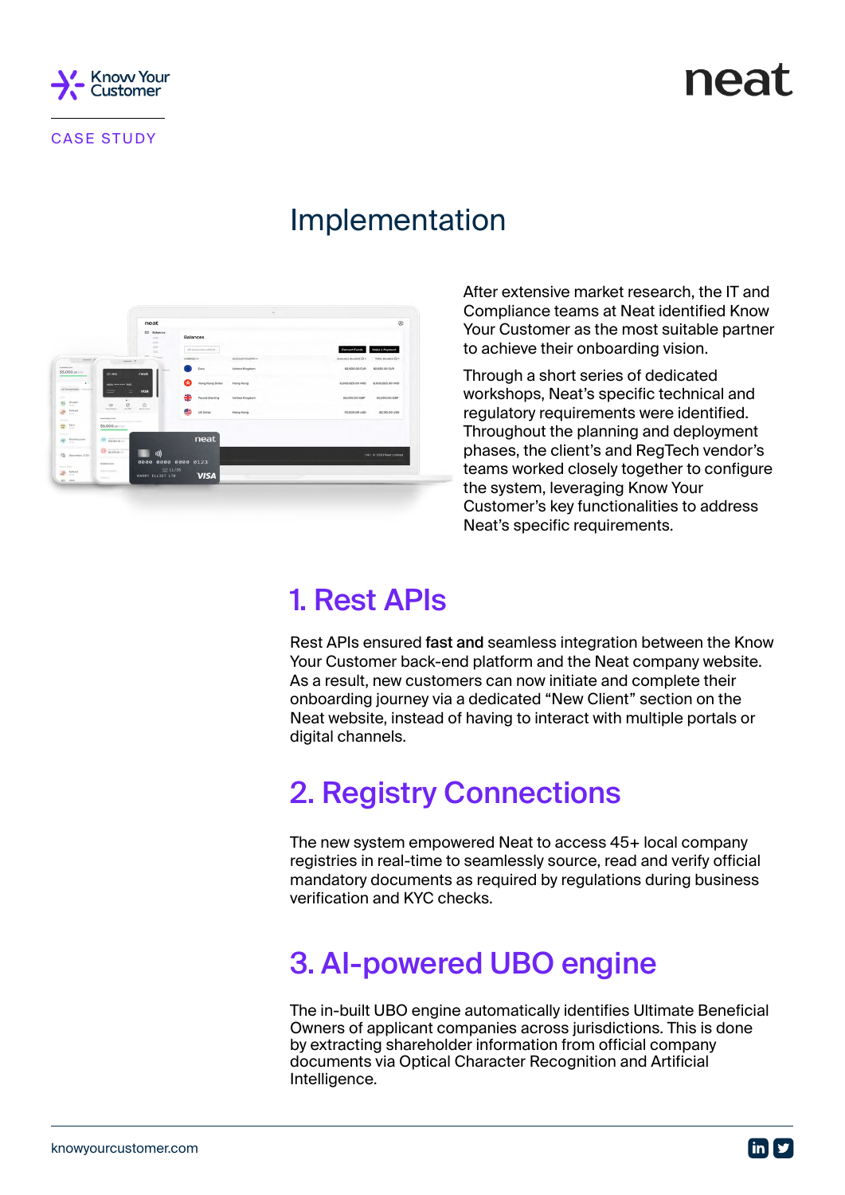# Implementation

After extensive market research, the IT and Compliance teams at Neat identified Know Your Customer as the most suitable partner to achieve their onboarding vision.

Through a short series of dedicated workshops, Neat's specific technical and regulatory requirements were identified. Throughout the planning and deployment phases, the client's and RegTech vendor's teams worked closely together to configure the system, leveraging Know Your Customer's key functionalities to address Neat's specific requirements.

## 1. Rest APIs

Rest APIs ensured **fast and** seamless integration between the Know Your Customer back-end platform and the Neat company website. As a result, new customers can now initiate and complete their onboarding journey via a dedicated "New Client" section on the Neat website, instead of having to interact with multiple portals or digital channels.

## 2. Registry Connections

The new system empowered Neat to access 45+ local company registries in real-time to seamlessly source, read and verify official mandatory documents as required by regulations during business verification and KYC checks.

## 3. AI-powered UBO engine

The in-built UBO engine automatically identifies Ultimate Beneficial Owners of applicant companies across jurisdictions. This is done by extracting shareholder information from official company documents via Optical Character Recognition and Artificial Intelligence.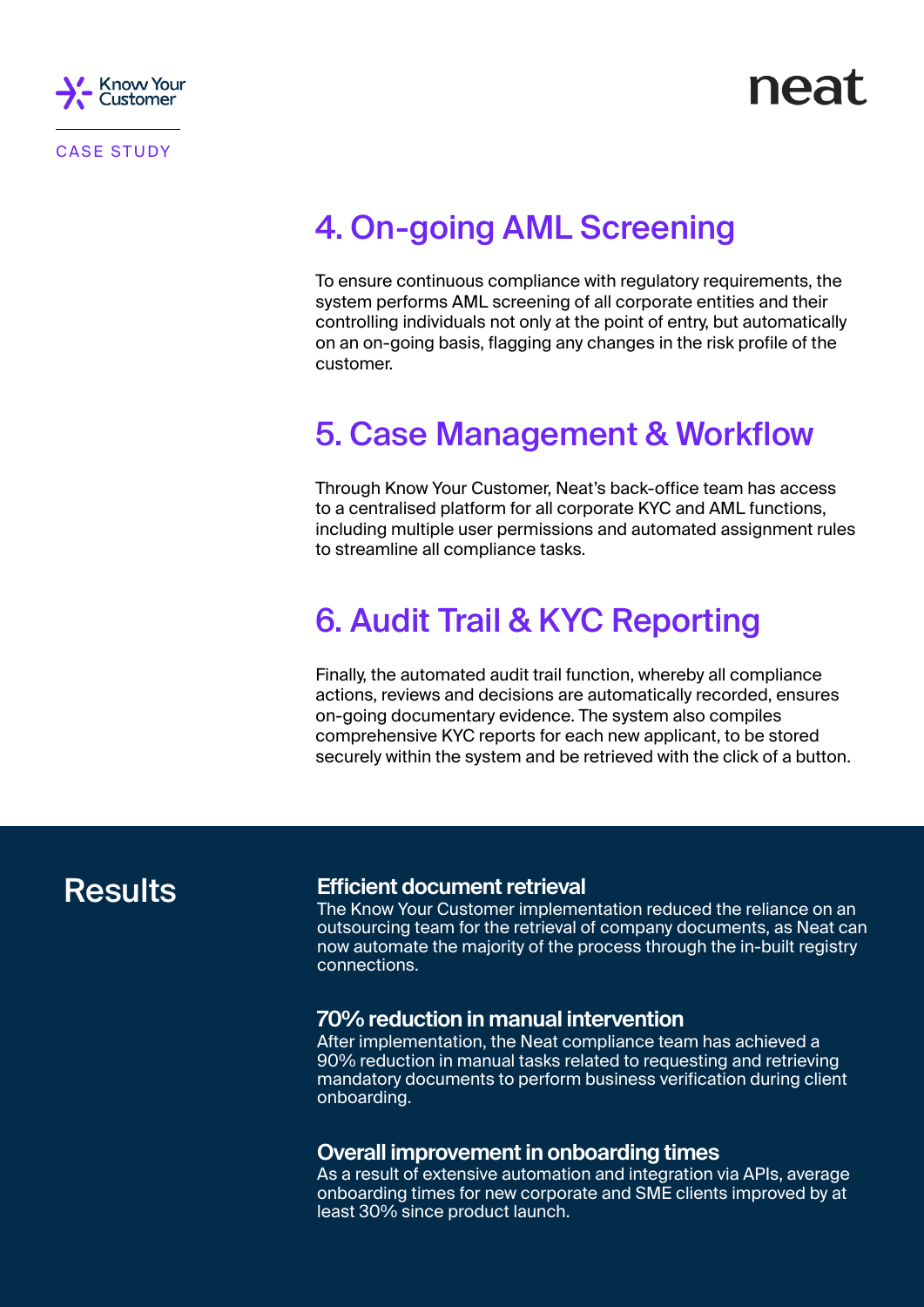## 4. On-going AML Screening

To ensure continuous compliance with regulatory requirements, the system performs AML screening of all corporate entities and their controlling individuals not only at the point of entry, but automatically on an on-going basis, flagging any changes in the risk profile of the customer.

## 5. Case Management & Workflow

Through Know Your Customer, Neat's back-office team has access to a centralised platform for all corporate KYC and AML functions, including multiple user permissions and automated assignment rules to streamline all compliance tasks.

## 6. Audit Trail & KYC Reporting

Finally, the automated audit trail function, whereby all compliance actions, reviews and decisions are automatically recorded, ensures on-going documentary evidence. The system also compiles comprehensive KYC reports for each new applicant, to be stored securely within the system and be retrieved with the click of a button.

# Results

### Efficient document retrieval

The Know Your Customer implementation reduced the reliance on an outsourcing team for the retrieval of company documents, as Neat can now automate the majority of the process through the in-built registry connections.

### 70% reduction in manual intervention

After implementation, the Neat compliance team has achieved a 90% reduction in manual tasks related to requesting and retrieving mandatory documents to perform business verification during client onboarding.

### Overall improvement in onboarding times

As a result of extensive automation and integration via APIs, average onboarding times for new corporate and SME clients improved by at least 30% since product launch.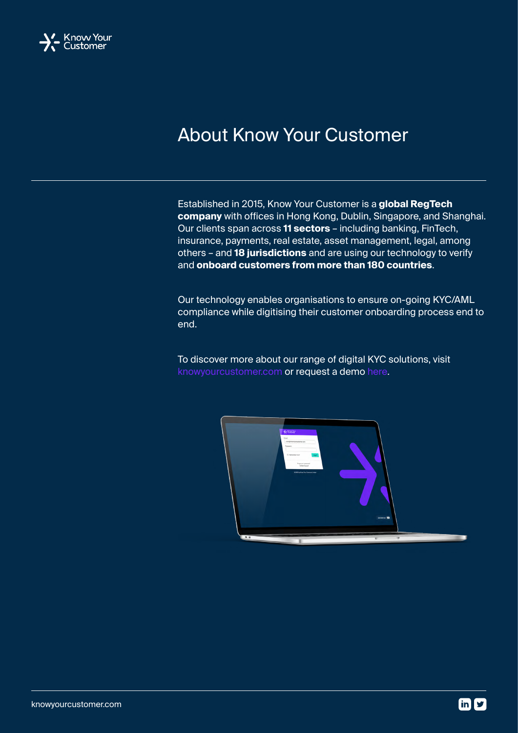# About Know Your Customer

Established in 2015, Know Your Customer is a **global RegTech company** with offices in Hong Kong, Dublin, Singapore, and Shanghai. Our clients span across **11 sectors** – including banking, FinTech, insurance, payments, real estate, asset management, legal, among others – and **18 jurisdictions** and are using our technology to verify and **onboard customers from more than 180 countries**.

Our technology enables organisations to ensure on-going KYC/AML compliance while digitising their customer onboarding process end to end.

To discover more about our range of digital KYC solutions, visit knowyourcustomer.com or request a demo here.